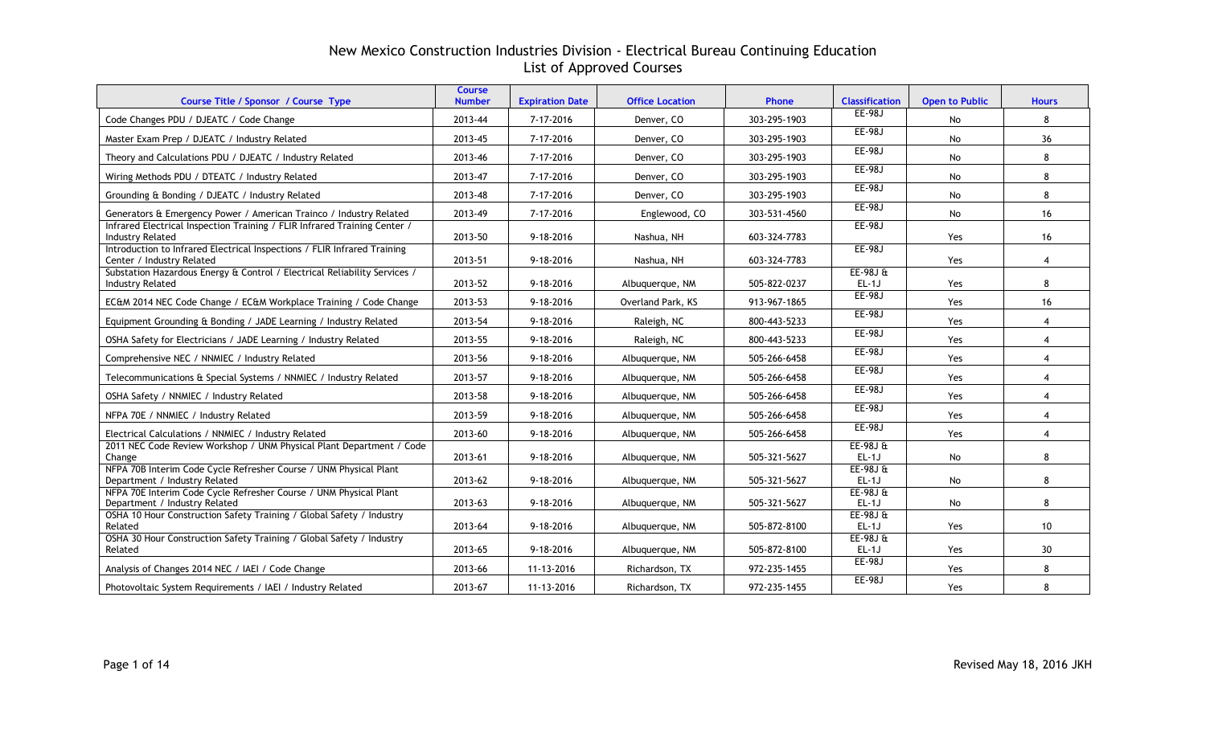# New Mexico Construction Industries Division - Electrical Bureau Continuing Education
## List of Approved Courses

| Course Title / Sponsor / Course Type | Course Number | Expiration Date | Office Location | Phone | Classification | Open to Public | Hours |
|---|---|---|---|---|---|---|---|
| Code Changes PDU / DJEATC / Code Change | 2013-44 | 7-17-2016 | Denver, CO | 303-295-1903 | EE-98J | No | 8 |
| Master Exam Prep / DJEATC / Industry Related | 2013-45 | 7-17-2016 | Denver, CO | 303-295-1903 | EE-98J | No | 36 |
| Theory and Calculations PDU / DJEATC / Industry Related | 2013-46 | 7-17-2016 | Denver, CO | 303-295-1903 | EE-98J | No | 8 |
| Wiring Methods PDU / DTEATC / Industry Related | 2013-47 | 7-17-2016 | Denver, CO | 303-295-1903 | EE-98J | No | 8 |
| Grounding & Bonding / DJEATC / Industry Related | 2013-48 | 7-17-2016 | Denver, CO | 303-295-1903 | EE-98J | No | 8 |
| Generators & Emergency Power / American Trainco / Industry Related | 2013-49 | 7-17-2016 | Englewood, CO | 303-531-4560 | EE-98J | No | 16 |
| Infrared Electrical Inspection Training / FLIR Infrared Training Center / Industry Related | 2013-50 | 9-18-2016 | Nashua, NH | 603-324-7783 | EE-98J | Yes | 16 |
| Introduction to Infrared Electrical Inspections / FLIR Infrared Training Center / Industry Related | 2013-51 | 9-18-2016 | Nashua, NH | 603-324-7783 | EE-98J | Yes | 4 |
| Substation Hazardous Energy & Control / Electrical Reliability Services / Industry Related | 2013-52 | 9-18-2016 | Albuquerque, NM | 505-822-0237 | EE-98J & EL-1J | Yes | 8 |
| EC&M 2014 NEC Code Change / EC&M Workplace Training / Code Change | 2013-53 | 9-18-2016 | Overland Park, KS | 913-967-1865 | EE-98J | Yes | 16 |
| Equipment Grounding & Bonding / JADE Learning / Industry Related | 2013-54 | 9-18-2016 | Raleigh, NC | 800-443-5233 | EE-98J | Yes | 4 |
| OSHA Safety for Electricians / JADE Learning / Industry Related | 2013-55 | 9-18-2016 | Raleigh, NC | 800-443-5233 | EE-98J | Yes | 4 |
| Comprehensive NEC / NNMIEC / Industry Related | 2013-56 | 9-18-2016 | Albuquerque, NM | 505-266-6458 | EE-98J | Yes | 4 |
| Telecommunications & Special Systems / NNMIEC / Industry Related | 2013-57 | 9-18-2016 | Albuquerque, NM | 505-266-6458 | EE-98J | Yes | 4 |
| OSHA Safety / NNMIEC / Industry Related | 2013-58 | 9-18-2016 | Albuquerque, NM | 505-266-6458 | EE-98J | Yes | 4 |
| NFPA 70E / NNMIEC / Industry Related | 2013-59 | 9-18-2016 | Albuquerque, NM | 505-266-6458 | EE-98J | Yes | 4 |
| Electrical Calculations / NNMIEC / Industry Related | 2013-60 | 9-18-2016 | Albuquerque, NM | 505-266-6458 | EE-98J | Yes | 4 |
| 2011 NEC Code Review Workshop / UNM Physical Plant Department / Code Change | 2013-61 | 9-18-2016 | Albuquerque, NM | 505-321-5627 | EE-98J & EL-1J | No | 8 |
| NFPA 70B Interim Code Cycle Refresher Course / UNM Physical Plant Department / Industry Related | 2013-62 | 9-18-2016 | Albuquerque, NM | 505-321-5627 | EE-98J & EL-1J | No | 8 |
| NFPA 70E Interim Code Cycle Refresher Course / UNM Physical Plant Department / Industry Related | 2013-63 | 9-18-2016 | Albuquerque, NM | 505-321-5627 | EE-98J & EL-1J | No | 8 |
| OSHA 10 Hour Construction Safety Training / Global Safety / Industry Related | 2013-64 | 9-18-2016 | Albuquerque, NM | 505-872-8100 | EE-98J & EL-1J | Yes | 10 |
| OSHA 30 Hour Construction Safety Training / Global Safety / Industry Related | 2013-65 | 9-18-2016 | Albuquerque, NM | 505-872-8100 | EE-98J & EL-1J | Yes | 30 |
| Analysis of Changes 2014 NEC / IAEI / Code Change | 2013-66 | 11-13-2016 | Richardson, TX | 972-235-1455 | EE-98J | Yes | 8 |
| Photovoltaic System Requirements / IAEI / Industry Related | 2013-67 | 11-13-2016 | Richardson, TX | 972-235-1455 | EE-98J | Yes | 8 |

Revised May 18, 2016 JKH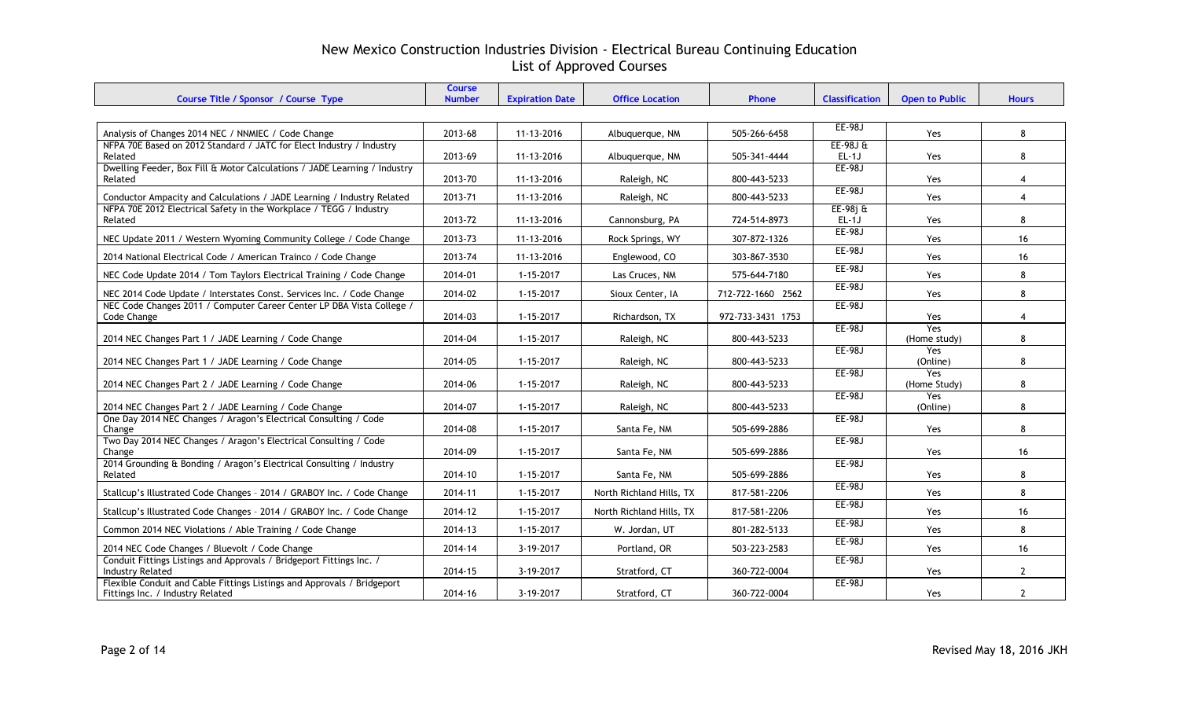# New Mexico Construction Industries Division - Electrical Bureau Continuing Education
## List of Approved Courses

| Course Title / Sponsor / Course Type | Course Number | Expiration Date | Office Location | Phone | Classification | Open to Public | Hours |
|---|---|---|---|---|---|---|---|
| Analysis of Changes 2014 NEC / NNMIEC / Code Change | 2013-68 | 11-13-2016 | Albuquerque, NM | 505-266-6458 | EE-98J | Yes | 8 |
| NFPA 70E Based on 2012 Standard / JATC for Elect Industry / Industry Related | 2013-69 | 11-13-2016 | Albuquerque, NM | 505-341-4444 | EE-98J & EL-1J | Yes | 8 |
| Dwelling Feeder, Box Fill & Motor Calculations / JADE Learning / Industry Related | 2013-70 | 11-13-2016 | Raleigh, NC | 800-443-5233 | EE-98J | Yes | 4 |
| Conductor Ampacity and Calculations / JADE Learning / Industry Related | 2013-71 | 11-13-2016 | Raleigh, NC | 800-443-5233 | EE-98J | Yes | 4 |
| NFPA 70E 2012 Electrical Safety in the Workplace / TEGG / Industry Related | 2013-72 | 11-13-2016 | Cannonsburg, PA | 724-514-8973 | EE-98j & EL-1J | Yes | 8 |
| NEC Update 2011 / Western Wyoming Community College / Code Change | 2013-73 | 11-13-2016 | Rock Springs, WY | 307-872-1326 | EE-98J | Yes | 16 |
| 2014 National Electrical Code / American Trainco / Code Change | 2013-74 | 11-13-2016 | Englewood, CO | 303-867-3530 | EE-98J | Yes | 16 |
| NEC Code Update 2014 / Tom Taylors Electrical Training / Code Change | 2014-01 | 1-15-2017 | Las Cruces, NM | 575-644-7180 | EE-98J | Yes | 8 |
| NEC 2014 Code Update / Interstates Const. Services Inc. / Code Change | 2014-02 | 1-15-2017 | Sioux Center, IA | 712-722-1660 2562 | EE-98J | Yes | 8 |
| NEC Code Changes 2011 / Computer Career Center LP DBA Vista College / Code Change | 2014-03 | 1-15-2017 | Richardson, TX | 972-733-3431 1753 | EE-98J | Yes | 4 |
| 2014 NEC Changes Part 1 / JADE Learning / Code Change | 2014-04 | 1-15-2017 | Raleigh, NC | 800-443-5233 | EE-98J | Yes (Home study) | 8 |
| 2014 NEC Changes Part 1 / JADE Learning / Code Change | 2014-05 | 1-15-2017 | Raleigh, NC | 800-443-5233 | EE-98J | Yes (Online) | 8 |
| 2014 NEC Changes Part 2 / JADE Learning / Code Change | 2014-06 | 1-15-2017 | Raleigh, NC | 800-443-5233 | EE-98J | Yes (Home Study) | 8 |
| 2014 NEC Changes Part 2 / JADE Learning / Code Change | 2014-07 | 1-15-2017 | Raleigh, NC | 800-443-5233 | EE-98J | Yes (Online) | 8 |
| One Day 2014 NEC Changes / Aragon's Electrical Consulting / Code Change | 2014-08 | 1-15-2017 | Santa Fe, NM | 505-699-2886 | EE-98J | Yes | 8 |
| Two Day 2014 NEC Changes / Aragon's Electrical Consulting / Code Change | 2014-09 | 1-15-2017 | Santa Fe, NM | 505-699-2886 | EE-98J | Yes | 16 |
| 2014 Grounding & Bonding / Aragon's Electrical Consulting / Industry Related | 2014-10 | 1-15-2017 | Santa Fe, NM | 505-699-2886 | EE-98J | Yes | 8 |
| Stallcup's Illustrated Code Changes - 2014 / GRABOY Inc. / Code Change | 2014-11 | 1-15-2017 | North Richland Hills, TX | 817-581-2206 | EE-98J | Yes | 8 |
| Stallcup's Illustrated Code Changes - 2014 / GRABOY Inc. / Code Change | 2014-12 | 1-15-2017 | North Richland Hills, TX | 817-581-2206 | EE-98J | Yes | 16 |
| Common 2014 NEC Violations / Able Training / Code Change | 2014-13 | 1-15-2017 | W. Jordan, UT | 801-282-5133 | EE-98J | Yes | 8 |
| 2014 NEC Code Changes / Bluevolt / Code Change | 2014-14 | 3-19-2017 | Portland, OR | 503-223-2583 | EE-98J | Yes | 16 |
| Conduit Fittings Listings and Approvals / Bridgeport Fittings Inc. / Industry Related | 2014-15 | 3-19-2017 | Stratford, CT | 360-722-0004 | EE-98J | Yes | 2 |
| Flexible Conduit and Cable Fittings Listings and Approvals / Bridgeport Fittings Inc. / Industry Related | 2014-16 | 3-19-2017 | Stratford, CT | 360-722-0004 | EE-98J | Yes | 2 |

Revised May 18, 2016 JKH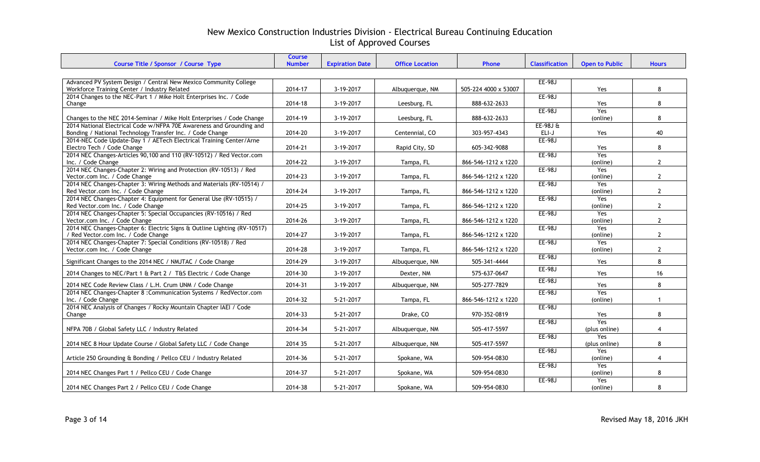# New Mexico Construction Industries Division - Electrical Bureau Continuing Education
## List of Approved Courses

| Course Title / Sponsor / Course Type | Course Number | Expiration Date | Office Location | Phone | Classification | Open to Public | Hours |
|---|---|---|---|---|---|---|---|
| Advanced PV System Design / Central New Mexico Community College Workforce Training Center / Industry Related | 2014-17 | 3-19-2017 | Albuquerque, NM | 505-224 4000 x 53007 | EE-98J | Yes | 8 |
| 2014 Changes to the NEC-Part 1 / Mike Holt Enterprises Inc. / Code Change | 2014-18 | 3-19-2017 | Leesburg, FL | 888-632-2633 | EE-98J | Yes | 8 |
| Changes to the NEC 2014-Seminar / Mike Holt Enterprises / Code Change | 2014-19 | 3-19-2017 | Leesburg, FL | 888-632-2633 | EE-98J | Yes (online) | 8 |
| 2014 National Electrical Code w/NFPA 70E Awareness and Grounding and Bonding / National Technology Transfer Inc. / Code Change | 2014-20 | 3-19-2017 | Centennial, CO | 303-957-4343 | EE-98J & ELI-J | Yes | 40 |
| 2014-NEC Code Update-Day 1 / AETech Electrical Training Center/Arne Electro Tech / Code Change | 2014-21 | 3-19-2017 | Rapid City, SD | 605-342-9088 | EE-98J | Yes | 8 |
| 2014 NEC Changes-Articles 90,100 and 110 (RV-10512) / Red Vector.com Inc. / Code Change | 2014-22 | 3-19-2017 | Tampa, FL | 866-546-1212 x 1220 | EE-98J | Yes (online) | 2 |
| 2014 NEC Changes-Chapter 2: Wiring and Protection (RV-10513) / Red Vector.com Inc. / Code Change | 2014-23 | 3-19-2017 | Tampa, FL | 866-546-1212 x 1220 | EE-98J | Yes (online) | 2 |
| 2014 NEC Changes-Chapter 3: Wiring Methods and Materials (RV-10514) / Red Vector.com Inc. / Code Change | 2014-24 | 3-19-2017 | Tampa, FL | 866-546-1212 x 1220 | EE-98J | Yes (online) | 2 |
| 2014 NEC Changes-Chapter 4: Equipment for General Use (RV-10515) / Red Vector.com Inc. / Code Change | 2014-25 | 3-19-2017 | Tampa, FL | 866-546-1212 x 1220 | EE-98J | Yes (online) | 2 |
| 2014 NEC Changes-Chapter 5: Special Occupancies (RV-10516) / Red Vector.com Inc. / Code Change | 2014-26 | 3-19-2017 | Tampa, FL | 866-546-1212 x 1220 | EE-98J | Yes (online) | 2 |
| 2014 NEC Changes-Chapter 6: Electric Signs & Outline Lighting (RV-10517) / Red Vector.com Inc. / Code Change | 2014-27 | 3-19-2017 | Tampa, FL | 866-546-1212 x 1220 | EE-98J | Yes (online) | 2 |
| 2014 NEC Changes-Chapter 7: Special Conditions (RV-10518) / Red Vector.com Inc. / Code Change | 2014-28 | 3-19-2017 | Tampa, FL | 866-546-1212 x 1220 | EE-98J | Yes (online) | 2 |
| Significant Changes to the 2014 NEC / NMJTAC / Code Change | 2014-29 | 3-19-2017 | Albuquerque, NM | 505-341-4444 | EE-98J | Yes | 8 |
| 2014 Changes to NEC/Part 1 & Part 2 / T&S Electric / Code Change | 2014-30 | 3-19-2017 | Dexter, NM | 575-637-0647 | EE-98J | Yes | 16 |
| 2014 NEC Code Review Class / L.H. Crum UNM / Code Change | 2014-31 | 3-19-2017 | Albuquerque, NM | 505-277-7829 | EE-98J | Yes | 8 |
| 2014 NEC Changes-Chapter 8 :Communication Systems / RedVector.com Inc. / Code Change | 2014-32 | 5-21-2017 | Tampa, FL | 866-546-1212 x 1220 | EE-98J | Yes (online) | 1 |
| 2014 NEC Analysis of Changes / Rocky Mountain Chapter IAEI / Code Change | 2014-33 | 5-21-2017 | Drake, CO | 970-352-0819 | EE-98J | Yes | 8 |
| NFPA 70B / Global Safety LLC / Industry Related | 2014-34 | 5-21-2017 | Albuquerque, NM | 505-417-5597 | EE-98J | Yes (plus online) | 4 |
| 2014 NEC 8 Hour Update Course / Global Safety LLC / Code Change | 2014 35 | 5-21-2017 | Albuquerque, NM | 505-417-5597 | EE-98J | Yes (plus online) | 8 |
| Article 250 Grounding & Bonding / Pellco CEU / Industry Related | 2014-36 | 5-21-2017 | Spokane, WA | 509-954-0830 | EE-98J | Yes (online) | 4 |
| 2014 NEC Changes Part 1 / Pellco CEU / Code Change | 2014-37 | 5-21-2017 | Spokane, WA | 509-954-0830 | EE-98J | Yes (online) | 8 |
| 2014 NEC Changes Part 2 / Pellco CEU / Code Change | 2014-38 | 5-21-2017 | Spokane, WA | 509-954-0830 | EE-98J | Yes (online) | 8 |

Revised May 18, 2016 JKH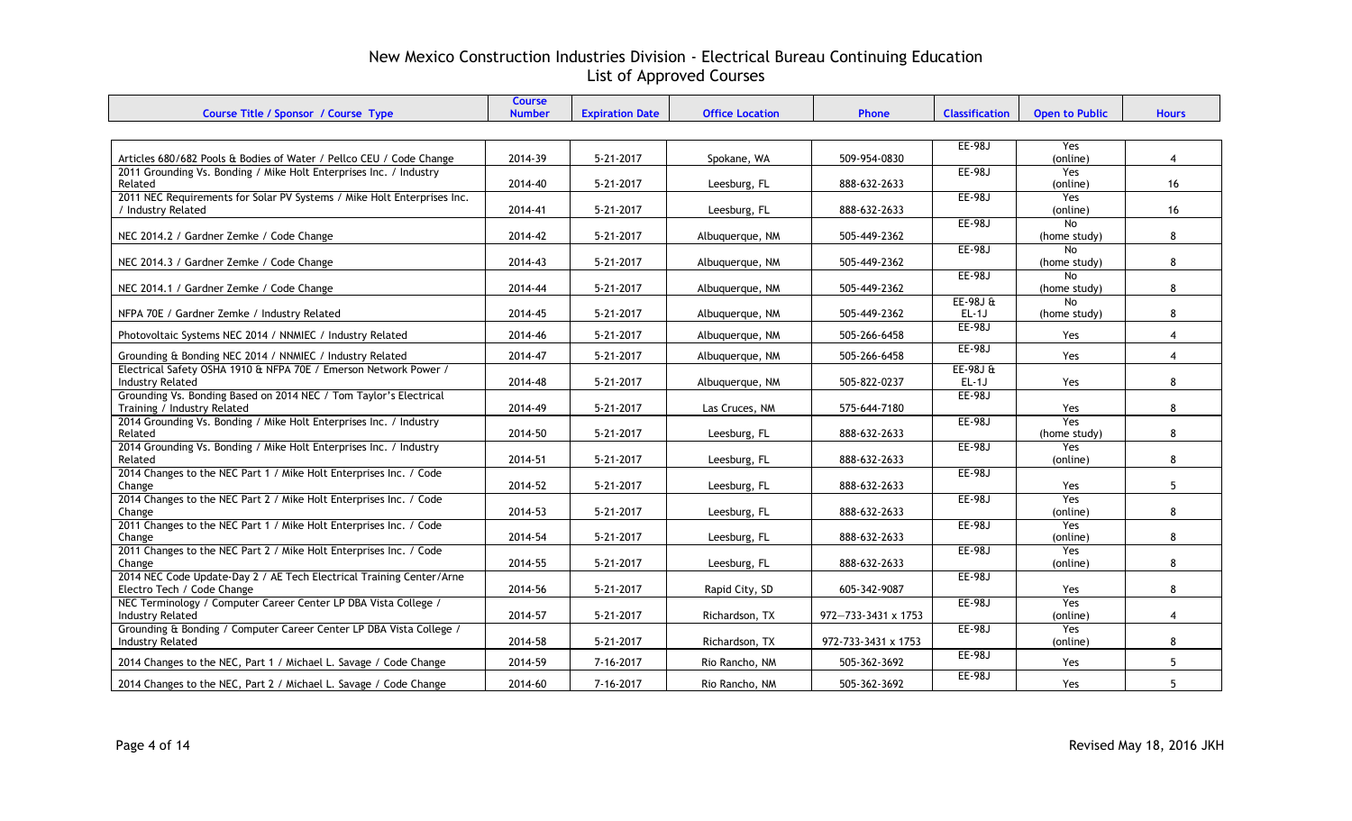# New Mexico Construction Industries Division - Electrical Bureau Continuing Education
## List of Approved Courses

| Course Title / Sponsor / Course Type | Course Number | Expiration Date | Office Location | Phone | Classification | Open to Public | Hours |
|---|---|---|---|---|---|---|---|
| Articles 680/682 Pools & Bodies of Water / Pellco CEU / Code Change | 2014-39 | 5-21-2017 | Spokane, WA | 509-954-0830 | EE-98J | Yes (online) | 4 |
| 2011 Grounding Vs. Bonding / Mike Holt Enterprises Inc. / Industry Related | 2014-40 | 5-21-2017 | Leesburg, FL | 888-632-2633 | EE-98J | Yes (online) | 16 |
| 2011 NEC Requirements for Solar PV Systems / Mike Holt Enterprises Inc. / Industry Related | 2014-41 | 5-21-2017 | Leesburg, FL | 888-632-2633 | EE-98J | Yes (online) | 16 |
| NEC 2014.2 / Gardner Zemke / Code Change | 2014-42 | 5-21-2017 | Albuquerque, NM | 505-449-2362 | EE-98J | No (home study) | 8 |
| NEC 2014.3 / Gardner Zemke / Code Change | 2014-43 | 5-21-2017 | Albuquerque, NM | 505-449-2362 | EE-98J | No (home study) | 8 |
| NEC 2014.1 / Gardner Zemke / Code Change | 2014-44 | 5-21-2017 | Albuquerque, NM | 505-449-2362 | EE-98J | No (home study) | 8 |
| NFPA 70E / Gardner Zemke / Industry Related | 2014-45 | 5-21-2017 | Albuquerque, NM | 505-449-2362 | EE-98J & EL-1J | No (home study) | 8 |
| Photovoltaic Systems NEC 2014 / NNMIEC / Industry Related | 2014-46 | 5-21-2017 | Albuquerque, NM | 505-266-6458 | EE-98J | Yes | 4 |
| Grounding & Bonding NEC 2014 / NNMIEC / Industry Related | 2014-47 | 5-21-2017 | Albuquerque, NM | 505-266-6458 | EE-98J | Yes | 4 |
| Electrical Safety OSHA 1910 & NFPA 70E / Emerson Network Power / Industry Related | 2014-48 | 5-21-2017 | Albuquerque, NM | 505-822-0237 | EE-98J & EL-1J | Yes | 8 |
| Grounding Vs. Bonding Based on 2014 NEC / Tom Taylor's Electrical Training / Industry Related | 2014-49 | 5-21-2017 | Las Cruces, NM | 575-644-7180 | EE-98J | Yes | 8 |
| 2014 Grounding Vs. Bonding / Mike Holt Enterprises Inc. / Industry Related | 2014-50 | 5-21-2017 | Leesburg, FL | 888-632-2633 | EE-98J | Yes (home study) | 8 |
| 2014 Grounding Vs. Bonding / Mike Holt Enterprises Inc. / Industry Related | 2014-51 | 5-21-2017 | Leesburg, FL | 888-632-2633 | EE-98J | Yes (online) | 8 |
| 2014 Changes to the NEC Part 1 / Mike Holt Enterprises Inc. / Code Change | 2014-52 | 5-21-2017 | Leesburg, FL | 888-632-2633 | EE-98J | Yes | 5 |
| 2014 Changes to the NEC Part 2 / Mike Holt Enterprises Inc. / Code Change | 2014-53 | 5-21-2017 | Leesburg, FL | 888-632-2633 | EE-98J | Yes (online) | 8 |
| 2011 Changes to the NEC Part 1 / Mike Holt Enterprises Inc. / Code Change | 2014-54 | 5-21-2017 | Leesburg, FL | 888-632-2633 | EE-98J | Yes (online) | 8 |
| 2011 Changes to the NEC Part 2 / Mike Holt Enterprises Inc. / Code Change | 2014-55 | 5-21-2017 | Leesburg, FL | 888-632-2633 | EE-98J | Yes (online) | 8 |
| 2014 NEC Code Update-Day 2 / AE Tech Electrical Training Center/Arne Electro Tech / Code Change | 2014-56 | 5-21-2017 | Rapid City, SD | 605-342-9087 | EE-98J | Yes | 8 |
| NEC Terminology / Computer Career Center LP DBA Vista College / Industry Related | 2014-57 | 5-21-2017 | Richardson, TX | 972—733-3431 x 1753 | EE-98J | Yes (online) | 4 |
| Grounding & Bonding / Computer Career Center LP DBA Vista College / Industry Related | 2014-58 | 5-21-2017 | Richardson, TX | 972-733-3431 x 1753 | EE-98J | Yes (online) | 8 |
| 2014 Changes to the NEC, Part 1 / Michael L. Savage / Code Change | 2014-59 | 7-16-2017 | Rio Rancho, NM | 505-362-3692 | EE-98J | Yes | 5 |
| 2014 Changes to the NEC, Part 2 / Michael L. Savage / Code Change | 2014-60 | 7-16-2017 | Rio Rancho, NM | 505-362-3692 | EE-98J | Yes | 5 |

Revised May 18, 2016 JKH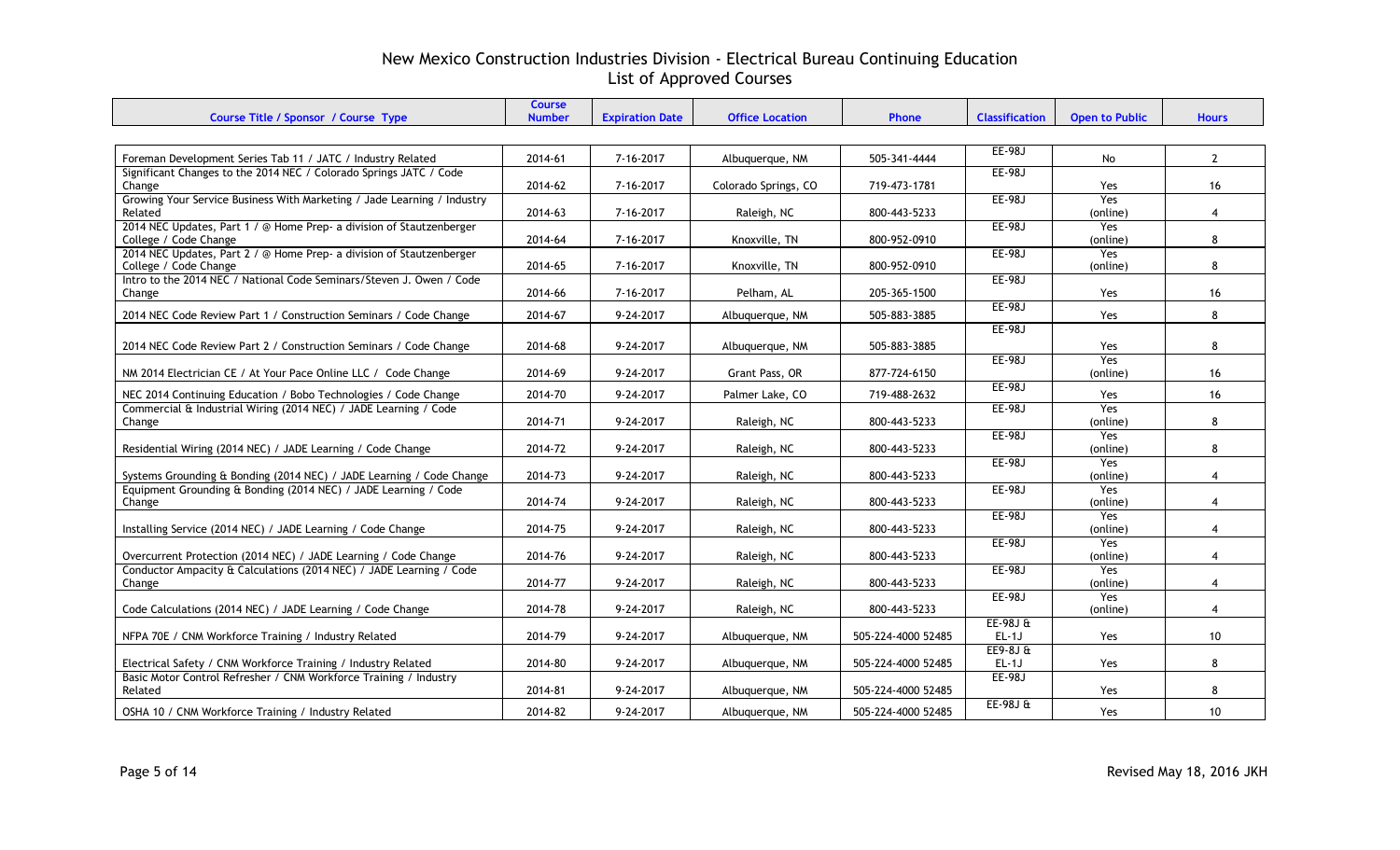# New Mexico Construction Industries Division - Electrical Bureau Continuing Education
## List of Approved Courses

| Course Title / Sponsor / Course Type | Course Number | Expiration Date | Office Location | Phone | Classification | Open to Public | Hours |
|---|---|---|---|---|---|---|---|
| Foreman Development Series Tab 11 / JATC / Industry Related | 2014-61 | 7-16-2017 | Albuquerque, NM | 505-341-4444 | EE-98J | No | 2 |
| Significant Changes to the 2014 NEC / Colorado Springs JATC / Code Change | 2014-62 | 7-16-2017 | Colorado Springs, CO | 719-473-1781 | EE-98J | Yes | 16 |
| Growing Your Service Business With Marketing / Jade Learning / Industry Related | 2014-63 | 7-16-2017 | Raleigh, NC | 800-443-5233 | EE-98J | Yes (online) | 4 |
| 2014 NEC Updates, Part 1 / @ Home Prep- a division of Stautzenberger College / Code Change | 2014-64 | 7-16-2017 | Knoxville, TN | 800-952-0910 | EE-98J | Yes (online) | 8 |
| 2014 NEC Updates, Part 2 / @ Home Prep- a division of Stautzenberger College / Code Change | 2014-65 | 7-16-2017 | Knoxville, TN | 800-952-0910 | EE-98J | Yes (online) | 8 |
| Intro to the 2014 NEC / National Code Seminars/Steven J. Owen / Code Change | 2014-66 | 7-16-2017 | Pelham, AL | 205-365-1500 | EE-98J | Yes | 16 |
| 2014 NEC Code Review Part 1 / Construction Seminars / Code Change | 2014-67 | 9-24-2017 | Albuquerque, NM | 505-883-3885 | EE-98J | Yes | 8 |
| 2014 NEC Code Review Part 2 / Construction Seminars / Code Change | 2014-68 | 9-24-2017 | Albuquerque, NM | 505-883-3885 | EE-98J | Yes | 8 |
| NM 2014 Electrician CE / At Your Pace Online LLC / Code Change | 2014-69 | 9-24-2017 | Grant Pass, OR | 877-724-6150 | EE-98J | Yes (online) | 16 |
| NEC 2014 Continuing Education / Bobo Technologies / Code Change | 2014-70 | 9-24-2017 | Palmer Lake, CO | 719-488-2632 | EE-98J | Yes | 16 |
| Commercial & Industrial Wiring (2014 NEC) / JADE Learning / Code Change | 2014-71 | 9-24-2017 | Raleigh, NC | 800-443-5233 | EE-98J | Yes (online) | 8 |
| Residential Wiring (2014 NEC) / JADE Learning / Code Change | 2014-72 | 9-24-2017 | Raleigh, NC | 800-443-5233 | EE-98J | Yes (online) | 8 |
| Systems Grounding & Bonding (2014 NEC) / JADE Learning / Code Change | 2014-73 | 9-24-2017 | Raleigh, NC | 800-443-5233 | EE-98J | Yes (online) | 4 |
| Equipment Grounding & Bonding (2014 NEC) / JADE Learning / Code Change | 2014-74 | 9-24-2017 | Raleigh, NC | 800-443-5233 | EE-98J | Yes (online) | 4 |
| Installing Service (2014 NEC) / JADE Learning / Code Change | 2014-75 | 9-24-2017 | Raleigh, NC | 800-443-5233 | EE-98J | Yes (online) | 4 |
| Overcurrent Protection (2014 NEC) / JADE Learning / Code Change | 2014-76 | 9-24-2017 | Raleigh, NC | 800-443-5233 | EE-98J | Yes (online) | 4 |
| Conductor Ampacity & Calculations (2014 NEC) / JADE Learning / Code Change | 2014-77 | 9-24-2017 | Raleigh, NC | 800-443-5233 | EE-98J | Yes (online) | 4 |
| Code Calculations (2014 NEC) / JADE Learning / Code Change | 2014-78 | 9-24-2017 | Raleigh, NC | 800-443-5233 | EE-98J | Yes (online) | 4 |
| NFPA 70E / CNM Workforce Training / Industry Related | 2014-79 | 9-24-2017 | Albuquerque, NM | 505-224-4000 52485 | EE-98J & EL-1J | Yes | 10 |
| Electrical Safety / CNM Workforce Training / Industry Related | 2014-80 | 9-24-2017 | Albuquerque, NM | 505-224-4000 52485 | EE9-8J & EL-1J | Yes | 8 |
| Basic Motor Control Refresher / CNM Workforce Training / Industry Related | 2014-81 | 9-24-2017 | Albuquerque, NM | 505-224-4000 52485 | EE-98J | Yes | 8 |
| OSHA 10 / CNM Workforce Training / Industry Related | 2014-82 | 9-24-2017 | Albuquerque, NM | 505-224-4000 52485 | EE-98J & | Yes | 10 |

Revised May 18, 2016 JKH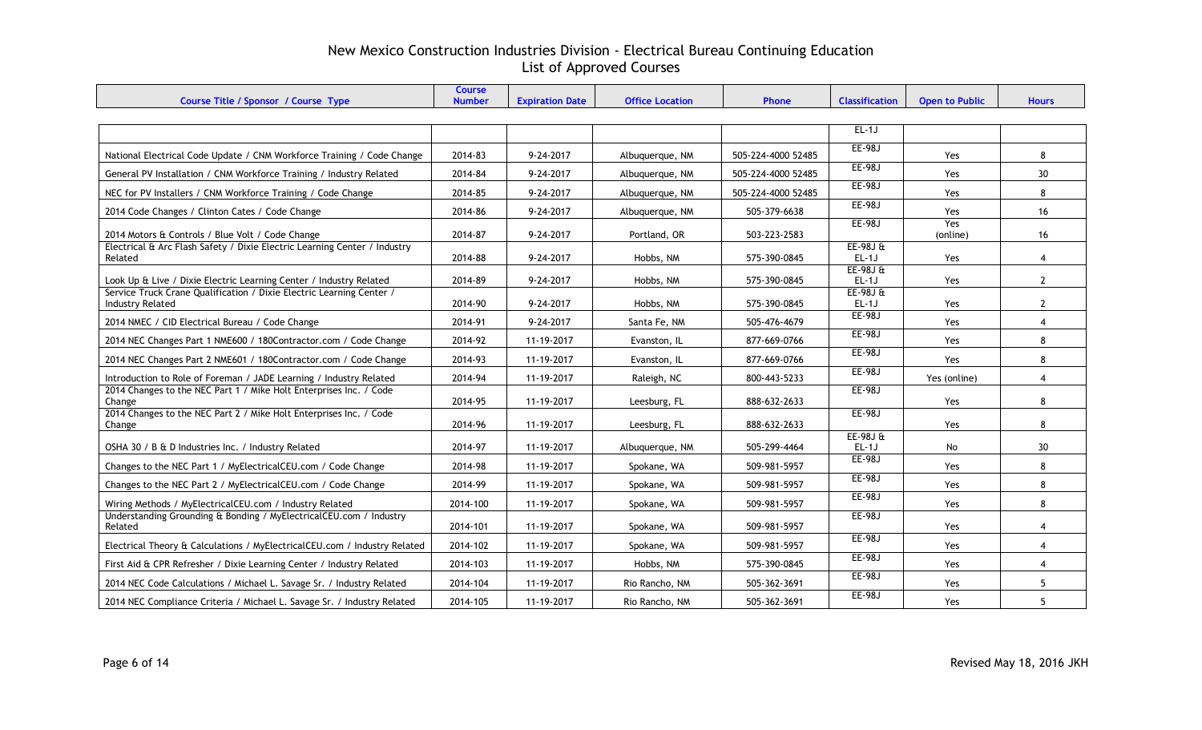# New Mexico Construction Industries Division - Electrical Bureau Continuing Education
## List of Approved Courses

| Course Title / Sponsor / Course Type | Course Number | Expiration Date | Office Location | Phone | Classification | Open to Public | Hours |
|---|---|---|---|---|---|---|---|
| | | | | | EL-1J | | |
| National Electrical Code Update / CNM Workforce Training / Code Change | 2014-83 | 9-24-2017 | Albuquerque, NM | 505-224-4000 52485 | EE-98J | Yes | 8 |
| General PV Installation / CNM Workforce Training / Industry Related | 2014-84 | 9-24-2017 | Albuquerque, NM | 505-224-4000 52485 | EE-98J | Yes | 30 |
| NEC for PV Installers / CNM Workforce Training / Code Change | 2014-85 | 9-24-2017 | Albuquerque, NM | 505-224-4000 52485 | EE-98J | Yes | 8 |
| 2014 Code Changes / Clinton Cates / Code Change | 2014-86 | 9-24-2017 | Albuquerque, NM | 505-379-6638 | EE-98J | Yes | 16 |
| 2014 Motors & Controls / Blue Volt / Code Change | 2014-87 | 9-24-2017 | Portland, OR | 503-223-2583 | EE-98J | Yes (online) | 16 |
| Electrical & Arc Flash Safety / Dixie Electric Learning Center / Industry Related | 2014-88 | 9-24-2017 | Hobbs, NM | 575-390-0845 | EE-98J & EL-1J | Yes | 4 |
| Look Up & Live / Dixie Electric Learning Center / Industry Related | 2014-89 | 9-24-2017 | Hobbs, NM | 575-390-0845 | EE-98J & EL-1J | Yes | 2 |
| Service Truck Crane Qualification / Dixie Electric Learning Center / Industry Related | 2014-90 | 9-24-2017 | Hobbs, NM | 575-390-0845 | EE-98J & EL-1J | Yes | 2 |
| 2014 NMEC / CID Electrical Bureau / Code Change | 2014-91 | 9-24-2017 | Santa Fe, NM | 505-476-4679 | EE-98J | Yes | 4 |
| 2014 NEC Changes Part 1 NME600 / 180Contractor.com / Code Change | 2014-92 | 11-19-2017 | Evanston, IL | 877-669-0766 | EE-98J | Yes | 8 |
| 2014 NEC Changes Part 2 NME601 / 180Contractor.com / Code Change | 2014-93 | 11-19-2017 | Evanston, IL | 877-669-0766 | EE-98J | Yes | 8 |
| Introduction to Role of Foreman / JADE Learning / Industry Related | 2014-94 | 11-19-2017 | Raleigh, NC | 800-443-5233 | EE-98J | Yes (online) | 4 |
| 2014 Changes to the NEC Part 1 / Mike Holt Enterprises Inc. / Code Change | 2014-95 | 11-19-2017 | Leesburg, FL | 888-632-2633 | EE-98J | Yes | 8 |
| 2014 Changes to the NEC Part 2 / Mike Holt Enterprises Inc. / Code Change | 2014-96 | 11-19-2017 | Leesburg, FL | 888-632-2633 | EE-98J | Yes | 8 |
| OSHA 30 / B & D Industries Inc. / Industry Related | 2014-97 | 11-19-2017 | Albuquerque, NM | 505-299-4464 | EE-98J & EL-1J | No | 30 |
| Changes to the NEC Part 1 / MyElectricalCEU.com / Code Change | 2014-98 | 11-19-2017 | Spokane, WA | 509-981-5957 | EE-98J | Yes | 8 |
| Changes to the NEC Part 2 / MyElectricalCEU.com / Code Change | 2014-99 | 11-19-2017 | Spokane, WA | 509-981-5957 | EE-98J | Yes | 8 |
| Wiring Methods / MyElectricalCEU.com / Industry Related | 2014-100 | 11-19-2017 | Spokane, WA | 509-981-5957 | EE-98J | Yes | 8 |
| Understanding Grounding & Bonding / MyElectricalCEU.com / Industry Related | 2014-101 | 11-19-2017 | Spokane, WA | 509-981-5957 | EE-98J | Yes | 4 |
| Electrical Theory & Calculations / MyElectricalCEU.com / Industry Related | 2014-102 | 11-19-2017 | Spokane, WA | 509-981-5957 | EE-98J | Yes | 4 |
| First Aid & CPR Refresher / Dixie Learning Center / Industry Related | 2014-103 | 11-19-2017 | Hobbs, NM | 575-390-0845 | EE-98J | Yes | 4 |
| 2014 NEC Code Calculations / Michael L. Savage Sr. / Industry Related | 2014-104 | 11-19-2017 | Rio Rancho, NM | 505-362-3691 | EE-98J | Yes | 5 |
| 2014 NEC Compliance Criteria / Michael L. Savage Sr. / Industry Related | 2014-105 | 11-19-2017 | Rio Rancho, NM | 505-362-3691 | EE-98J | Yes | 5 |

Revised May 18, 2016 JKH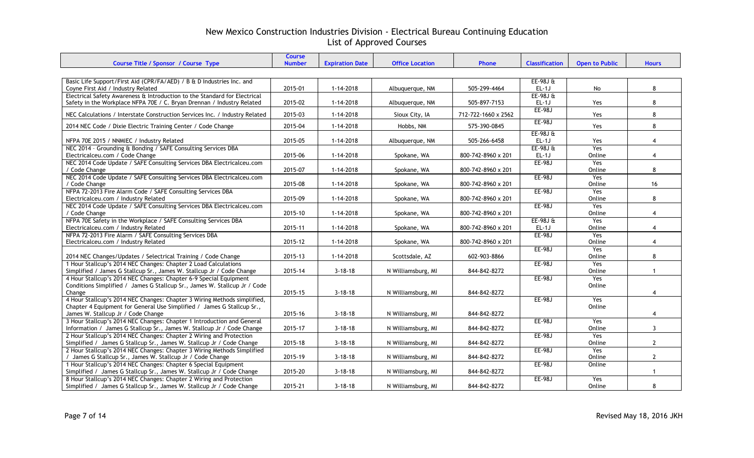# New Mexico Construction Industries Division - Electrical Bureau Continuing Education
## List of Approved Courses

| Course Title / Sponsor / Course Type | Course Number | Expiration Date | Office Location | Phone | Classification | Open to Public | Hours |
|---|---|---|---|---|---|---|---|
| Basic Life Support/First Aid (CPR/FA/AED) / B & D Industries Inc. and Coyne First Aid / Industry Related | 2015-01 | 1-14-2018 | Albuquerque, NM | 505-299-4464 | EE-98J & EL-1J | No | 8 |
| Electrical Safety Awareness & Introduction to the Standard for Electrical Safety in the Workplace NFPA 70E / C. Bryan Drennan / Industry Related | 2015-02 | 1-14-2018 | Albuquerque, NM | 505-897-7153 | EE-98J & EL-1J | Yes | 8 |
| NEC Calculations / Interstate Construction Services Inc. / Industry Related | 2015-03 | 1-14-2018 | Sioux City, IA | 712-722-1660 x 2562 | EE-98J | Yes | 8 |
| 2014 NEC Code / Dixie Electric Training Center / Code Change | 2015-04 | 1-14-2018 | Hobbs, NM | 575-390-0845 | EE-98J | Yes | 8 |
| NFPA 70E 2015 / NNMIEC / Industry Related | 2015-05 | 1-14-2018 | Albuquerque, NM | 505-266-6458 | EE-98J & EL-1J | Yes | 4 |
| NEC 2014 - Grounding & Bonding / SAFE Consulting Services DBA Electricalceu.com / Code Change | 2015-06 | 1-14-2018 | Spokane, WA | 800-742-8960 x 201 | EE-98J & EL-1J | Yes Online | 4 |
| NEC 2014 Code Update / SAFE Consulting Services DBA Electricalceu.com / Code Change | 2015-07 | 1-14-2018 | Spokane, WA | 800-742-8960 x 201 | EE-98J | Yes Online | 8 |
| NEC 2014 Code Update / SAFE Consulting Services DBA Electricalceu.com / Code Change | 2015-08 | 1-14-2018 | Spokane, WA | 800-742-8960 x 201 | EE-98J | Yes Online | 16 |
| NFPA 72-2013 Fire Alarm Code / SAFE Consulting Services DBA Electricalceu.com / Industry Related | 2015-09 | 1-14-2018 | Spokane, WA | 800-742-8960 x 201 | EE-98J | Yes Online | 8 |
| NEC 2014 Code Update / SAFE Consulting Services DBA Electricalceu.com / Code Change | 2015-10 | 1-14-2018 | Spokane, WA | 800-742-8960 x 201 | EE-98J | Yes Online | 4 |
| NFPA 70E Safety in the Workplace / SAFE Consulting Services DBA Electricalceu.com / Industry Related | 2015-11 | 1-14-2018 | Spokane, WA | 800-742-8960 x 201 | EE-98J & EL-1J | Yes Online | 4 |
| NFPA 72-2013 Fire Alarm / SAFE Consulting Services DBA Electricalceu.com / Industry Related | 2015-12 | 1-14-2018 | Spokane, WA | 800-742-8960 x 201 | EE-98J | Yes Online | 4 |
| 2014 NEC Changes/Updates / Selectrical Training / Code Change | 2015-13 | 1-14-2018 | Scottsdale, AZ | 602-903-8866 | EE-98J | Yes Online | 8 |
| 1 Hour Stallcup's 2014 NEC Changes: Chapter 2 Load Calculations Simplified / James G Stallcup Sr., James W. Stallcup Jr / Code Change | 2015-14 | 3-18-18 | N Williamsburg, MI | 844-842-8272 | EE-98J | Yes Online | 1 |
| 4 Hour Stallcup's 2014 NEC Changes: Chapter 6-9 Special Equipment Conditions Simplified / James G Stallcup Sr., James W. Stallcup Jr / Code Change | 2015-15 | 3-18-18 | N Williamsburg, MI | 844-842-8272 | EE-98J | Yes Online | 4 |
| 4 Hour Stallcup's 2014 NEC Changes: Chapter 3 Wiring Methods simplified, Chapter 4 Equipment for General Use Simplified / James G Stallcup Sr., James W. Stallcup Jr / Code Change | 2015-16 | 3-18-18 | N Williamsburg, MI | 844-842-8272 | EE-98J | Yes Online | 4 |
| 3 Hour Stallcup's 2014 NEC Changes: Chapter 1 Introduction and General Information / James G Stallcup Sr., James W. Stallcup Jr / Code Change | 2015-17 | 3-18-18 | N Williamsburg, MI | 844-842-8272 | EE-98J | Yes Online | 3 |
| 2 Hour Stallcup's 2014 NEC Changes: Chapter 2 Wiring and Protection Simplified / James G Stallcup Sr., James W. Stallcup Jr / Code Change | 2015-18 | 3-18-18 | N Williamsburg, MI | 844-842-8272 | EE-98J | Yes Online | 2 |
| 2 Hour Stallcup's 2014 NEC Changes: Chapter 3 Wiring Methods Simplified / James G Stallcup Sr., James W. Stallcup Jr / Code Change | 2015-19 | 3-18-18 | N Williamsburg, MI | 844-842-8272 | EE-98J | Yes Online | 2 |
| 1 Hour Stallcup's 2014 NEC Changes: Chapter 6 Special Equipment Simplified / James G Stallcup Sr., James W. Stallcup Jr / Code Change | 2015-20 | 3-18-18 | N Williamsburg, MI | 844-842-8272 | EE-98J | Online | 1 |
| 8 Hour Stallcup's 2014 NEC Changes: Chapter 2 Wiring and Protection Simplified / James G Stallcup Sr., James W. Stallcup Jr / Code Change | 2015-21 | 3-18-18 | N Williamsburg, MI | 844-842-8272 | EE-98J | Yes Online | 8 |

Revised May 18, 2016 JKH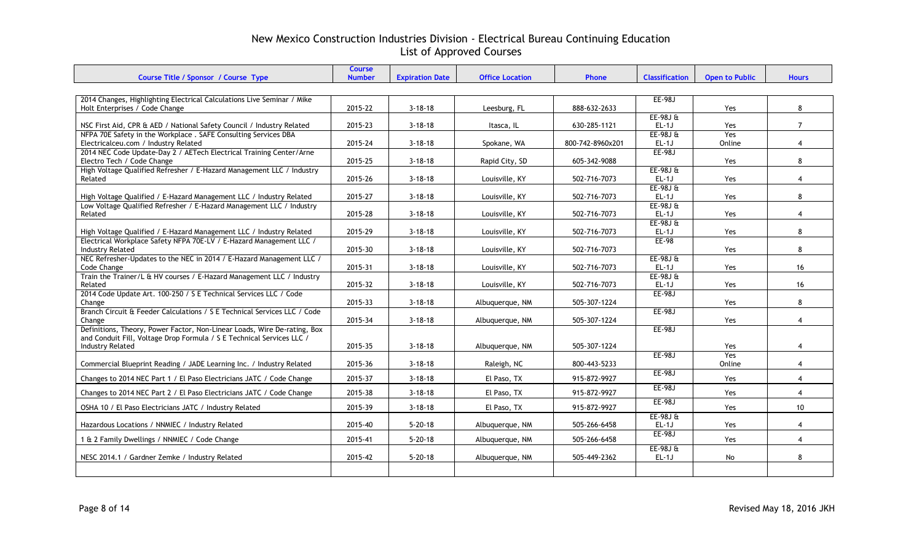# New Mexico Construction Industries Division - Electrical Bureau Continuing Education
## List of Approved Courses

| Course Title / Sponsor / Course Type | Course Number | Expiration Date | Office Location | Phone | Classification | Open to Public | Hours |
|---|---|---|---|---|---|---|---|
| 2014 Changes, Highlighting Electrical Calculations Live Seminar / Mike Holt Enterprises / Code Change | 2015-22 | 3-18-18 | Leesburg, FL | 888-632-2633 | EE-98J | Yes | 8 |
| NSC First Aid, CPR & AED / National Safety Council / Industry Related | 2015-23 | 3-18-18 | Itasca, IL | 630-285-1121 | EE-98J & EL-1J | Yes | 7 |
| NFPA 70E Safety in the Workplace . SAFE Consulting Services DBA Electricalceu.com / Industry Related | 2015-24 | 3-18-18 | Spokane, WA | 800-742-8960x201 | EE-98J & EL-1J | Yes Online | 4 |
| 2014 NEC Code Update-Day 2 / AETech Electrical Training Center/Arne Electro Tech / Code Change | 2015-25 | 3-18-18 | Rapid City, SD | 605-342-9088 | EE-98J | Yes | 8 |
| High Voltage Qualified Refresher / E-Hazard Management LLC / Industry Related | 2015-26 | 3-18-18 | Louisville, KY | 502-716-7073 | EE-98J & EL-1J | Yes | 4 |
| High Voltage Qualified / E-Hazard Management LLC / Industry Related | 2015-27 | 3-18-18 | Louisville, KY | 502-716-7073 | EE-98J & EL-1J | Yes | 8 |
| Low Voltage Qualified Refresher / E-Hazard Management LLC / Industry Related | 2015-28 | 3-18-18 | Louisville, KY | 502-716-7073 | EE-98J & EL-1J | Yes | 4 |
| High Voltage Qualified / E-Hazard Management LLC / Industry Related | 2015-29 | 3-18-18 | Louisville, KY | 502-716-7073 | EE-98J & EL-1J | Yes | 8 |
| Electrical Workplace Safety NFPA 70E-LV / E-Hazard Management LLC / Industry Related | 2015-30 | 3-18-18 | Louisville, KY | 502-716-7073 | EE-98 | Yes | 8 |
| NEC Refresher-Updates to the NEC in 2014 / E-Hazard Management LLC / Code Change | 2015-31 | 3-18-18 | Louisville, KY | 502-716-7073 | EE-98J & EL-1J | Yes | 16 |
| Train the Trainer/L & HV courses / E-Hazard Management LLC / Industry Related | 2015-32 | 3-18-18 | Louisville, KY | 502-716-7073 | EE-98J & EL-1J | Yes | 16 |
| 2014 Code Update Art. 100-250 / S E Technical Services LLC / Code Change | 2015-33 | 3-18-18 | Albuquerque, NM | 505-307-1224 | EE-98J | Yes | 8 |
| Branch Circuit & Feeder Calculations / S E Technical Services LLC / Code Change | 2015-34 | 3-18-18 | Albuquerque, NM | 505-307-1224 | EE-98J | Yes | 4 |
| Definitions, Theory, Power Factor, Non-Linear Loads, Wire De-rating, Box and Conduit Fill, Voltage Drop Formula / S E Technical Services LLC / Industry Related | 2015-35 | 3-18-18 | Albuquerque, NM | 505-307-1224 | EE-98J | Yes | 4 |
| Commercial Blueprint Reading / JADE Learning Inc. / Industry Related | 2015-36 | 3-18-18 | Raleigh, NC | 800-443-5233 | EE-98J | Yes Online | 4 |
| Changes to 2014 NEC Part 1 / El Paso Electricians JATC / Code Change | 2015-37 | 3-18-18 | El Paso, TX | 915-872-9927 | EE-98J | Yes | 4 |
| Changes to 2014 NEC Part 2 / El Paso Electricians JATC / Code Change | 2015-38 | 3-18-18 | El Paso, TX | 915-872-9927 | EE-98J | Yes | 4 |
| OSHA 10 / El Paso Electricians JATC / Industry Related | 2015-39 | 3-18-18 | El Paso, TX | 915-872-9927 | EE-98J | Yes | 10 |
| Hazardous Locations / NNMIEC / Industry Related | 2015-40 | 5-20-18 | Albuquerque, NM | 505-266-6458 | EE-98J & EL-1J | Yes | 4 |
| 1 & 2 Family Dwellings / NNMIEC / Code Change | 2015-41 | 5-20-18 | Albuquerque, NM | 505-266-6458 | EE-98J | Yes | 4 |
| NESC 2014.1 / Gardner Zemke / Industry Related | 2015-42 | 5-20-18 | Albuquerque, NM | 505-449-2362 | EE-98J & EL-1J | No | 8 |

Revised May 18, 2016 JKH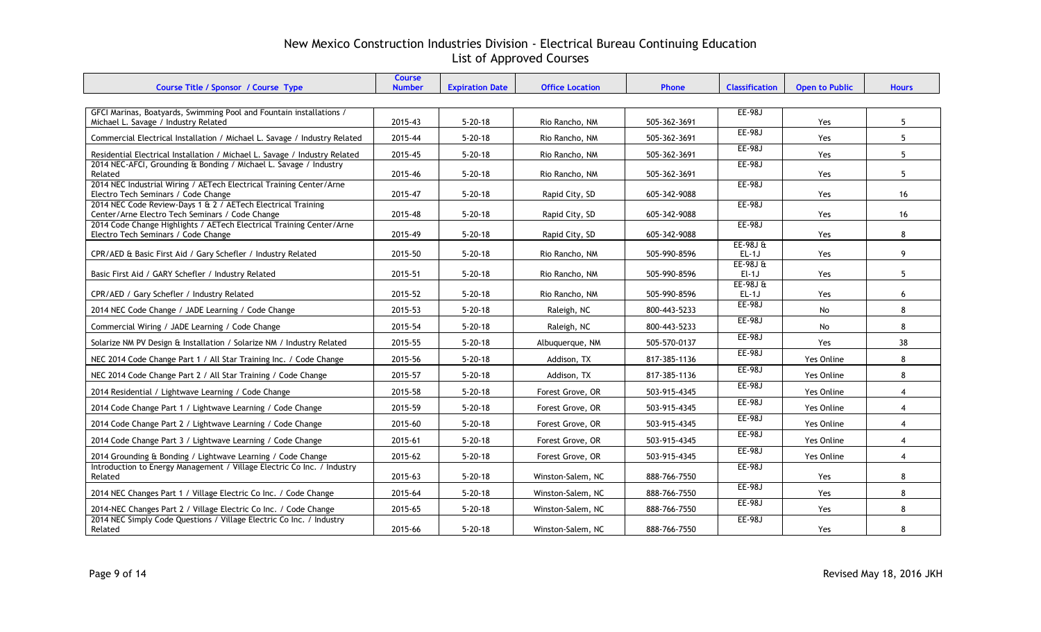# New Mexico Construction Industries Division - Electrical Bureau Continuing Education
## List of Approved Courses

| Course Title / Sponsor / Course Type | Course Number | Expiration Date | Office Location | Phone | Classification | Open to Public | Hours |
|---|---|---|---|---|---|---|---|
| GFCI Marinas, Boatyards, Swimming Pool and Fountain installations / Michael L. Savage / Industry Related | 2015-43 | 5-20-18 | Rio Rancho, NM | 505-362-3691 | EE-98J | Yes | 5 |
| Commercial Electrical Installation / Michael L. Savage / Industry Related | 2015-44 | 5-20-18 | Rio Rancho, NM | 505-362-3691 | EE-98J | Yes | 5 |
| Residential Electrical Installation / Michael L. Savage / Industry Related | 2015-45 | 5-20-18 | Rio Rancho, NM | 505-362-3691 | EE-98J | Yes | 5 |
| 2014 NEC-AFCI, Grounding & Bonding / Michael L. Savage / Industry Related | 2015-46 | 5-20-18 | Rio Rancho, NM | 505-362-3691 | EE-98J | Yes | 5 |
| 2014 NEC Industrial Wiring / AETech Electrical Training Center/Arne Electro Tech Seminars / Code Change | 2015-47 | 5-20-18 | Rapid City, SD | 605-342-9088 | EE-98J | Yes | 16 |
| 2014 NEC Code Review-Days 1 & 2 / AETech Electrical Training Center/Arne Electro Tech Seminars / Code Change | 2015-48 | 5-20-18 | Rapid City, SD | 605-342-9088 | EE-98J | Yes | 16 |
| 2014 Code Change Highlights / AETech Electrical Training Center/Arne Electro Tech Seminars / Code Change | 2015-49 | 5-20-18 | Rapid City, SD | 605-342-9088 | EE-98J | Yes | 8 |
| CPR/AED & Basic First Aid / Gary Schefler / Industry Related | 2015-50 | 5-20-18 | Rio Rancho, NM | 505-990-8596 | EE-98J & EL-1J | Yes | 9 |
| Basic First Aid / GARY Schefler / Industry Related | 2015-51 | 5-20-18 | Rio Rancho, NM | 505-990-8596 | EE-98J & El-1J | Yes | 5 |
| CPR/AED / Gary Schefler / Industry Related | 2015-52 | 5-20-18 | Rio Rancho, NM | 505-990-8596 | EE-98J & EL-1J | Yes | 6 |
| 2014 NEC Code Change / JADE Learning / Code Change | 2015-53 | 5-20-18 | Raleigh, NC | 800-443-5233 | EE-98J | No | 8 |
| Commercial Wiring / JADE Learning / Code Change | 2015-54 | 5-20-18 | Raleigh, NC | 800-443-5233 | EE-98J | No | 8 |
| Solarize NM PV Design & Installation / Solarize NM / Industry Related | 2015-55 | 5-20-18 | Albuquerque, NM | 505-570-0137 | EE-98J | Yes | 38 |
| NEC 2014 Code Change Part 1 / All Star Training Inc. / Code Change | 2015-56 | 5-20-18 | Addison, TX | 817-385-1136 | EE-98J | Yes Online | 8 |
| NEC 2014 Code Change Part 2 / All Star Training / Code Change | 2015-57 | 5-20-18 | Addison, TX | 817-385-1136 | EE-98J | Yes Online | 8 |
| 2014 Residential / Lightwave Learning / Code Change | 2015-58 | 5-20-18 | Forest Grove, OR | 503-915-4345 | EE-98J | Yes Online | 4 |
| 2014 Code Change Part 1 / Lightwave Learning / Code Change | 2015-59 | 5-20-18 | Forest Grove, OR | 503-915-4345 | EE-98J | Yes Online | 4 |
| 2014 Code Change Part 2 / Lightwave Learning / Code Change | 2015-60 | 5-20-18 | Forest Grove, OR | 503-915-4345 | EE-98J | Yes Online | 4 |
| 2014 Code Change Part 3 / Lightwave Learning / Code Change | 2015-61 | 5-20-18 | Forest Grove, OR | 503-915-4345 | EE-98J | Yes Online | 4 |
| 2014 Grounding & Bonding / Lightwave Learning / Code Change | 2015-62 | 5-20-18 | Forest Grove, OR | 503-915-4345 | EE-98J | Yes Online | 4 |
| Introduction to Energy Management / Village Electric Co Inc. / Industry Related | 2015-63 | 5-20-18 | Winston-Salem, NC | 888-766-7550 | EE-98J | Yes | 8 |
| 2014 NEC Changes Part 1 / Village Electric Co Inc. / Code Change | 2015-64 | 5-20-18 | Winston-Salem, NC | 888-766-7550 | EE-98J | Yes | 8 |
| 2014-NEC Changes Part 2 / Village Electric Co Inc. / Code Change | 2015-65 | 5-20-18 | Winston-Salem, NC | 888-766-7550 | EE-98J | Yes | 8 |
| 2014 NEC Simply Code Questions / Village Electric Co Inc. / Industry Related | 2015-66 | 5-20-18 | Winston-Salem, NC | 888-766-7550 | EE-98J | Yes | 8 |

Revised May 18, 2016 JKH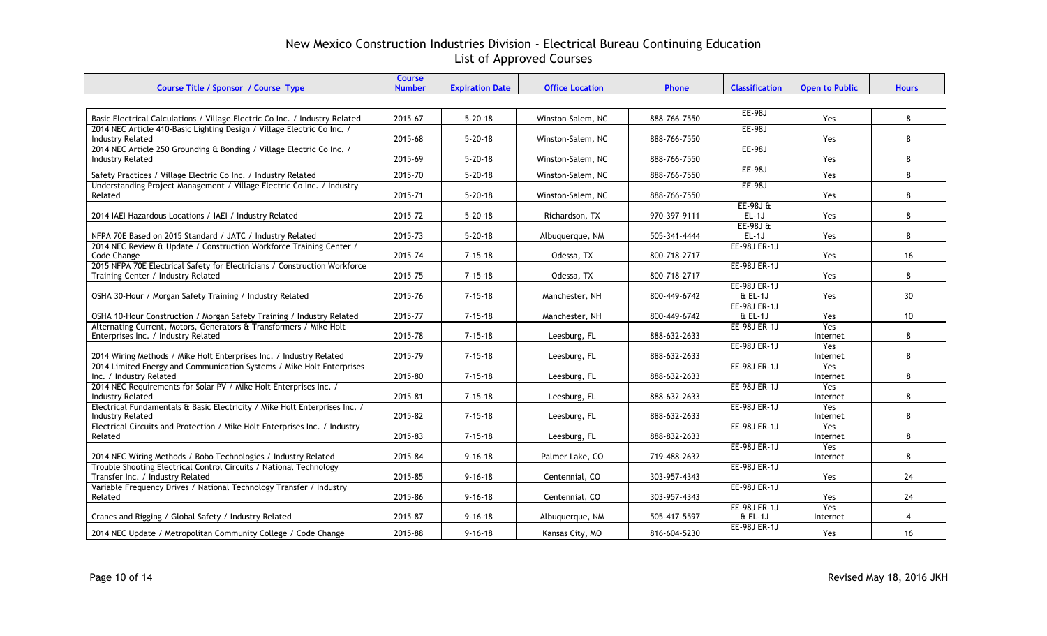# New Mexico Construction Industries Division - Electrical Bureau Continuing Education
## List of Approved Courses

| Course Title / Sponsor / Course Type | Course Number | Expiration Date | Office Location | Phone | Classification | Open to Public | Hours |
|---|---|---|---|---|---|---|---|
| Basic Electrical Calculations / Village Electric Co Inc. / Industry Related | 2015-67 | 5-20-18 | Winston-Salem, NC | 888-766-7550 | EE-98J | Yes | 8 |
| 2014 NEC Article 410-Basic Lighting Design / Village Electric Co Inc. / Industry Related | 2015-68 | 5-20-18 | Winston-Salem, NC | 888-766-7550 | EE-98J | Yes | 8 |
| 2014 NEC Article 250 Grounding & Bonding / Village Electric Co Inc. / Industry Related | 2015-69 | 5-20-18 | Winston-Salem, NC | 888-766-7550 | EE-98J | Yes | 8 |
| Safety Practices / Village Electric Co Inc. / Industry Related | 2015-70 | 5-20-18 | Winston-Salem, NC | 888-766-7550 | EE-98J | Yes | 8 |
| Understanding Project Management / Village Electric Co Inc. / Industry Related | 2015-71 | 5-20-18 | Winston-Salem, NC | 888-766-7550 | EE-98J | Yes | 8 |
| 2014 IAEI Hazardous Locations / IAEI / Industry Related | 2015-72 | 5-20-18 | Richardson, TX | 970-397-9111 | EE-98J & EL-1J | Yes | 8 |
| NFPA 70E Based on 2015 Standard / JATC / Industry Related | 2015-73 | 5-20-18 | Albuquerque, NM | 505-341-4444 | EE-98J & EL-1J | Yes | 8 |
| 2014 NEC Review & Update / Construction Workforce Training Center / Code Change | 2015-74 | 7-15-18 | Odessa, TX | 800-718-2717 | EE-98J ER-1J | Yes | 16 |
| 2015 NFPA 70E Electrical Safety for Electricians / Construction Workforce Training Center / Industry Related | 2015-75 | 7-15-18 | Odessa, TX | 800-718-2717 | EE-98J ER-1J | Yes | 8 |
| OSHA 30-Hour / Morgan Safety Training / Industry Related | 2015-76 | 7-15-18 | Manchester, NH | 800-449-6742 | EE-98J ER-1J & EL-1J | Yes | 30 |
| OSHA 10-Hour Construction / Morgan Safety Training / Industry Related | 2015-77 | 7-15-18 | Manchester, NH | 800-449-6742 | EE-98J ER-1J & EL-1J | Yes | 10 |
| Alternating Current, Motors, Generators & Transformers / Mike Holt Enterprises Inc. / Industry Related | 2015-78 | 7-15-18 | Leesburg, FL | 888-632-2633 | EE-98J ER-1J | Yes Internet | 8 |
| 2014 Wiring Methods / Mike Holt Enterprises Inc. / Industry Related | 2015-79 | 7-15-18 | Leesburg, FL | 888-632-2633 | EE-98J ER-1J | Yes Internet | 8 |
| 2014 Limited Energy and Communication Systems / Mike Holt Enterprises Inc. / Industry Related | 2015-80 | 7-15-18 | Leesburg, FL | 888-632-2633 | EE-98J ER-1J | Yes Internet | 8 |
| 2014 NEC Requirements for Solar PV / Mike Holt Enterprises Inc. / Industry Related | 2015-81 | 7-15-18 | Leesburg, FL | 888-632-2633 | EE-98J ER-1J | Yes Internet | 8 |
| Electrical Fundamentals & Basic Electricity / Mike Holt Enterprises Inc. / Industry Related | 2015-82 | 7-15-18 | Leesburg, FL | 888-632-2633 | EE-98J ER-1J | Yes Internet | 8 |
| Electrical Circuits and Protection / Mike Holt Enterprises Inc. / Industry Related | 2015-83 | 7-15-18 | Leesburg, FL | 888-832-2633 | EE-98J ER-1J | Yes Internet | 8 |
| 2014 NEC Wiring Methods / Bobo Technologies / Industry Related | 2015-84 | 9-16-18 | Palmer Lake, CO | 719-488-2632 | EE-98J ER-1J | Yes Internet | 8 |
| Trouble Shooting Electrical Control Circuits / National Technology Transfer Inc. / Industry Related | 2015-85 | 9-16-18 | Centennial, CO | 303-957-4343 | EE-98J ER-1J | Yes | 24 |
| Variable Frequency Drives / National Technology Transfer / Industry Related | 2015-86 | 9-16-18 | Centennial, CO | 303-957-4343 | EE-98J ER-1J | Yes | 24 |
| Cranes and Rigging / Global Safety / Industry Related | 2015-87 | 9-16-18 | Albuquerque, NM | 505-417-5597 | EE-98J ER-1J & EL-1J | Yes Internet | 4 |
| 2014 NEC Update / Metropolitan Community College / Code Change | 2015-88 | 9-16-18 | Kansas City, MO | 816-604-5230 | EE-98J ER-1J | Yes | 16 |

Revised May 18, 2016 JKH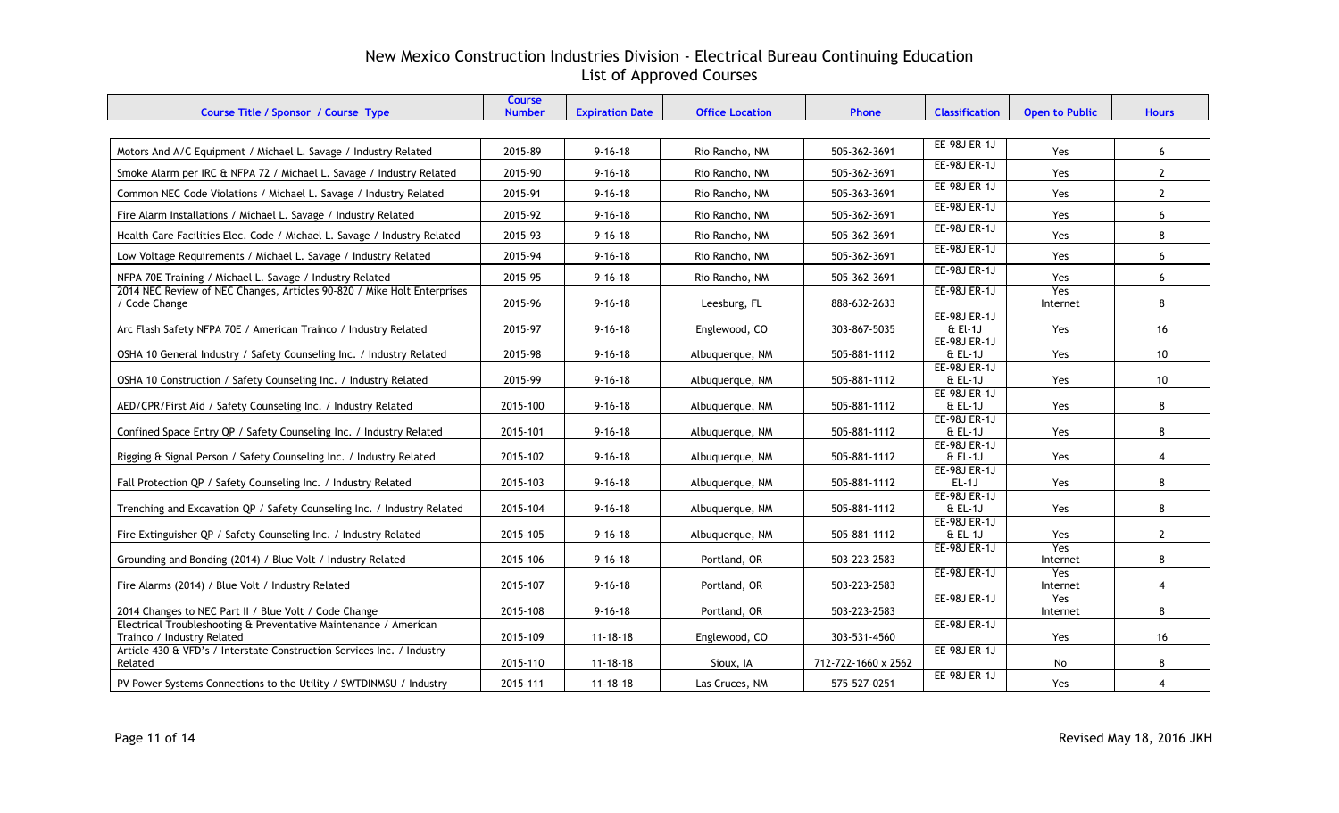# New Mexico Construction Industries Division - Electrical Bureau Continuing Education
## List of Approved Courses

| Course Title / Sponsor / Course Type | Course Number | Expiration Date | Office Location | Phone | Classification | Open to Public | Hours |
|---|---|---|---|---|---|---|---|
| Motors And A/C Equipment / Michael L. Savage / Industry Related | 2015-89 | 9-16-18 | Rio Rancho, NM | 505-362-3691 | EE-98J ER-1J | Yes | 6 |
| Smoke Alarm per IRC & NFPA 72 / Michael L. Savage / Industry Related | 2015-90 | 9-16-18 | Rio Rancho, NM | 505-362-3691 | EE-98J ER-1J | Yes | 2 |
| Common NEC Code Violations / Michael L. Savage / Industry Related | 2015-91 | 9-16-18 | Rio Rancho, NM | 505-363-3691 | EE-98J ER-1J | Yes | 2 |
| Fire Alarm Installations / Michael L. Savage / Industry Related | 2015-92 | 9-16-18 | Rio Rancho, NM | 505-362-3691 | EE-98J ER-1J | Yes | 6 |
| Health Care Facilities Elec. Code / Michael L. Savage / Industry Related | 2015-93 | 9-16-18 | Rio Rancho, NM | 505-362-3691 | EE-98J ER-1J | Yes | 8 |
| Low Voltage Requirements / Michael L. Savage / Industry Related | 2015-94 | 9-16-18 | Rio Rancho, NM | 505-362-3691 | EE-98J ER-1J | Yes | 6 |
| NFPA 70E Training / Michael L. Savage / Industry Related | 2015-95 | 9-16-18 | Rio Rancho, NM | 505-362-3691 | EE-98J ER-1J | Yes | 6 |
| 2014 NEC Review of NEC Changes, Articles 90-820 / Mike Holt Enterprises / Code Change | 2015-96 | 9-16-18 | Leesburg, FL | 888-632-2633 | EE-98J ER-1J | Yes Internet | 8 |
| Arc Flash Safety NFPA 70E / American Trainco / Industry Related | 2015-97 | 9-16-18 | Englewood, CO | 303-867-5035 | EE-98J ER-1J & El-1J | Yes | 16 |
| OSHA 10 General Industry / Safety Counseling Inc. / Industry Related | 2015-98 | 9-16-18 | Albuquerque, NM | 505-881-1112 | EE-98J ER-1J & EL-1J | Yes | 10 |
| OSHA 10 Construction / Safety Counseling Inc. / Industry Related | 2015-99 | 9-16-18 | Albuquerque, NM | 505-881-1112 | EE-98J ER-1J & EL-1J | Yes | 10 |
| AED/CPR/First Aid / Safety Counseling Inc. / Industry Related | 2015-100 | 9-16-18 | Albuquerque, NM | 505-881-1112 | EE-98J ER-1J & EL-1J | Yes | 8 |
| Confined Space Entry QP / Safety Counseling Inc. / Industry Related | 2015-101 | 9-16-18 | Albuquerque, NM | 505-881-1112 | EE-98J ER-1J & EL-1J | Yes | 8 |
| Rigging & Signal Person / Safety Counseling Inc. / Industry Related | 2015-102 | 9-16-18 | Albuquerque, NM | 505-881-1112 | EE-98J ER-1J & EL-1J | Yes | 4 |
| Fall Protection QP / Safety Counseling Inc. / Industry Related | 2015-103 | 9-16-18 | Albuquerque, NM | 505-881-1112 | EE-98J ER-1J EL-1J | Yes | 8 |
| Trenching and Excavation QP / Safety Counseling Inc. / Industry Related | 2015-104 | 9-16-18 | Albuquerque, NM | 505-881-1112 | EE-98J ER-1J & EL-1J | Yes | 8 |
| Fire Extinguisher QP / Safety Counseling Inc. / Industry Related | 2015-105 | 9-16-18 | Albuquerque, NM | 505-881-1112 | EE-98J ER-1J & EL-1J | Yes | 2 |
| Grounding and Bonding (2014) / Blue Volt / Industry Related | 2015-106 | 9-16-18 | Portland, OR | 503-223-2583 | EE-98J ER-1J | Yes Internet | 8 |
| Fire Alarms (2014) / Blue Volt / Industry Related | 2015-107 | 9-16-18 | Portland, OR | 503-223-2583 | EE-98J ER-1J | Yes Internet | 4 |
| 2014 Changes to NEC Part II / Blue Volt / Code Change | 2015-108 | 9-16-18 | Portland, OR | 503-223-2583 | EE-98J ER-1J | Yes Internet | 8 |
| Electrical Troubleshooting & Preventative Maintenance / American Trainco / Industry Related | 2015-109 | 11-18-18 | Englewood, CO | 303-531-4560 | EE-98J ER-1J | Yes | 16 |
| Article 430 & VFD's / Interstate Construction Services Inc. / Industry Related | 2015-110 | 11-18-18 | Sioux, IA | 712-722-1660 x 2562 | EE-98J ER-1J | No | 8 |
| PV Power Systems Connections to the Utility / SWTDINMSU / Industry | 2015-111 | 11-18-18 | Las Cruces, NM | 575-527-0251 | EE-98J ER-1J | Yes | 4 |

Revised May 18, 2016 JKH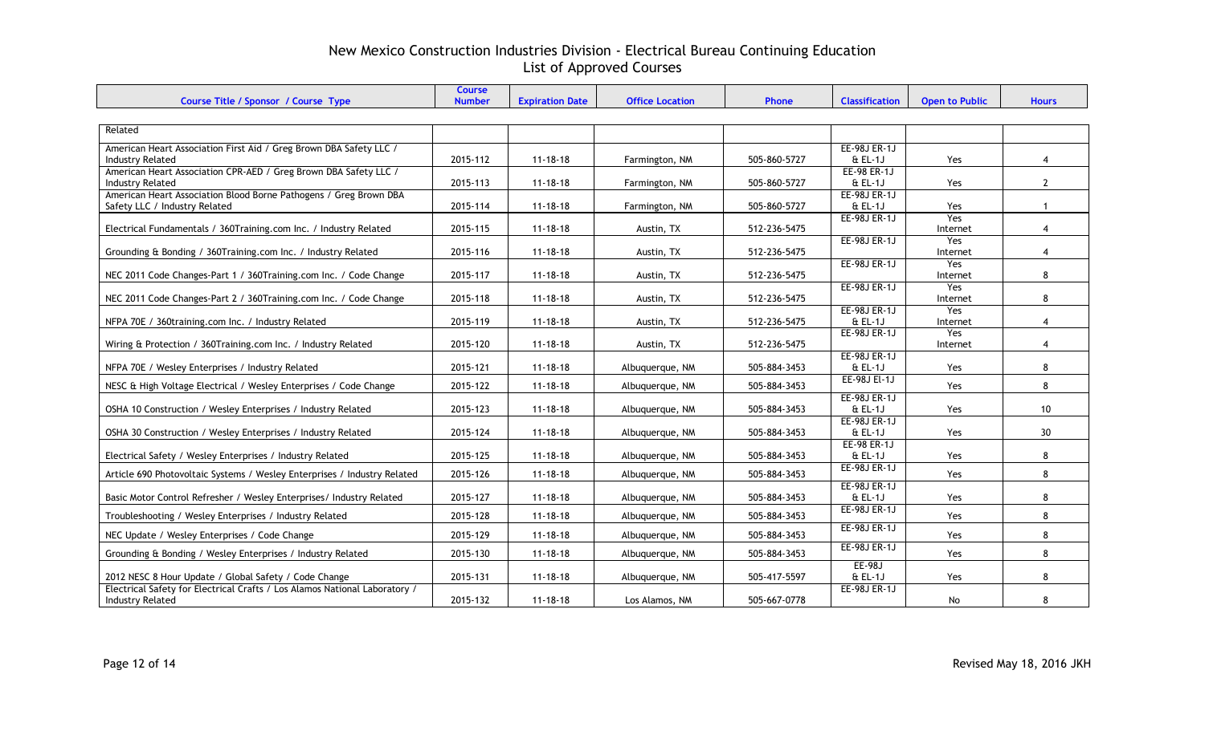# New Mexico Construction Industries Division - Electrical Bureau Continuing Education
## List of Approved Courses

| Course Title / Sponsor / Course Type | Course Number | Expiration Date | Office Location | Phone | Classification | Open to Public | Hours |
|---|---|---|---|---|---|---|---|
| Related | | | | | | | |
| American Heart Association First Aid / Greg Brown DBA Safety LLC / Industry Related | 2015-112 | 11-18-18 | Farmington, NM | 505-860-5727 | EE-98J ER-1J & EL-1J | Yes | 4 |
| American Heart Association CPR-AED / Greg Brown DBA Safety LLC / Industry Related | 2015-113 | 11-18-18 | Farmington, NM | 505-860-5727 | EE-98 ER-1J & EL-1J | Yes | 2 |
| American Heart Association Blood Borne Pathogens / Greg Brown DBA Safety LLC / Industry Related | 2015-114 | 11-18-18 | Farmington, NM | 505-860-5727 | EE-98J ER-1J & EL-1J | Yes | 1 |
| Electrical Fundamentals / 360Training.com Inc. / Industry Related | 2015-115 | 11-18-18 | Austin, TX | 512-236-5475 | EE-98J ER-1J | Yes Internet | 4 |
| Grounding & Bonding / 360Training.com Inc. / Industry Related | 2015-116 | 11-18-18 | Austin, TX | 512-236-5475 | EE-98J ER-1J | Yes Internet | 4 |
| NEC 2011 Code Changes-Part 1 / 360Training.com Inc. / Code Change | 2015-117 | 11-18-18 | Austin, TX | 512-236-5475 | EE-98J ER-1J | Yes Internet | 8 |
| NEC 2011 Code Changes-Part 2 / 360Training.com Inc. / Code Change | 2015-118 | 11-18-18 | Austin, TX | 512-236-5475 | EE-98J ER-1J | Yes Internet | 8 |
| NFPA 70E / 360training.com Inc. / Industry Related | 2015-119 | 11-18-18 | Austin, TX | 512-236-5475 | EE-98J ER-1J & EL-1J | Yes Internet | 4 |
| Wiring & Protection / 360Training.com Inc. / Industry Related | 2015-120 | 11-18-18 | Austin, TX | 512-236-5475 | EE-98J ER-1J | Yes Internet | 4 |
| NFPA 70E / Wesley Enterprises / Industry Related | 2015-121 | 11-18-18 | Albuquerque, NM | 505-884-3453 | EE-98J ER-1J & EL-1J | Yes | 8 |
| NESC & High Voltage Electrical / Wesley Enterprises / Code Change | 2015-122 | 11-18-18 | Albuquerque, NM | 505-884-3453 | EE-98J El-1J | Yes | 8 |
| OSHA 10 Construction / Wesley Enterprises / Industry Related | 2015-123 | 11-18-18 | Albuquerque, NM | 505-884-3453 | EE-98J ER-1J & EL-1J | Yes | 10 |
| OSHA 30 Construction / Wesley Enterprises / Industry Related | 2015-124 | 11-18-18 | Albuquerque, NM | 505-884-3453 | EE-98J ER-1J & EL-1J | Yes | 30 |
| Electrical Safety / Wesley Enterprises / Industry Related | 2015-125 | 11-18-18 | Albuquerque, NM | 505-884-3453 | EE-98 ER-1J & EL-1J | Yes | 8 |
| Article 690 Photovoltaic Systems / Wesley Enterprises / Industry Related | 2015-126 | 11-18-18 | Albuquerque, NM | 505-884-3453 | EE-98J ER-1J | Yes | 8 |
| Basic Motor Control Refresher / Wesley Enterprises/ Industry Related | 2015-127 | 11-18-18 | Albuquerque, NM | 505-884-3453 | EE-98J ER-1J & EL-1J | Yes | 8 |
| Troubleshooting / Wesley Enterprises / Industry Related | 2015-128 | 11-18-18 | Albuquerque, NM | 505-884-3453 | EE-98J ER-1J | Yes | 8 |
| NEC Update / Wesley Enterprises / Code Change | 2015-129 | 11-18-18 | Albuquerque, NM | 505-884-3453 | EE-98J ER-1J | Yes | 8 |
| Grounding & Bonding / Wesley Enterprises / Industry Related | 2015-130 | 11-18-18 | Albuquerque, NM | 505-884-3453 | EE-98J ER-1J | Yes | 8 |
| 2012 NESC 8 Hour Update / Global Safety / Code Change | 2015-131 | 11-18-18 | Albuquerque, NM | 505-417-5597 | EE-98J & EL-1J | Yes | 8 |
| Electrical Safety for Electrical Crafts / Los Alamos National Laboratory / Industry Related | 2015-132 | 11-18-18 | Los Alamos, NM | 505-667-0778 | EE-98J ER-1J | No | 8 |

Revised May 18, 2016 JKH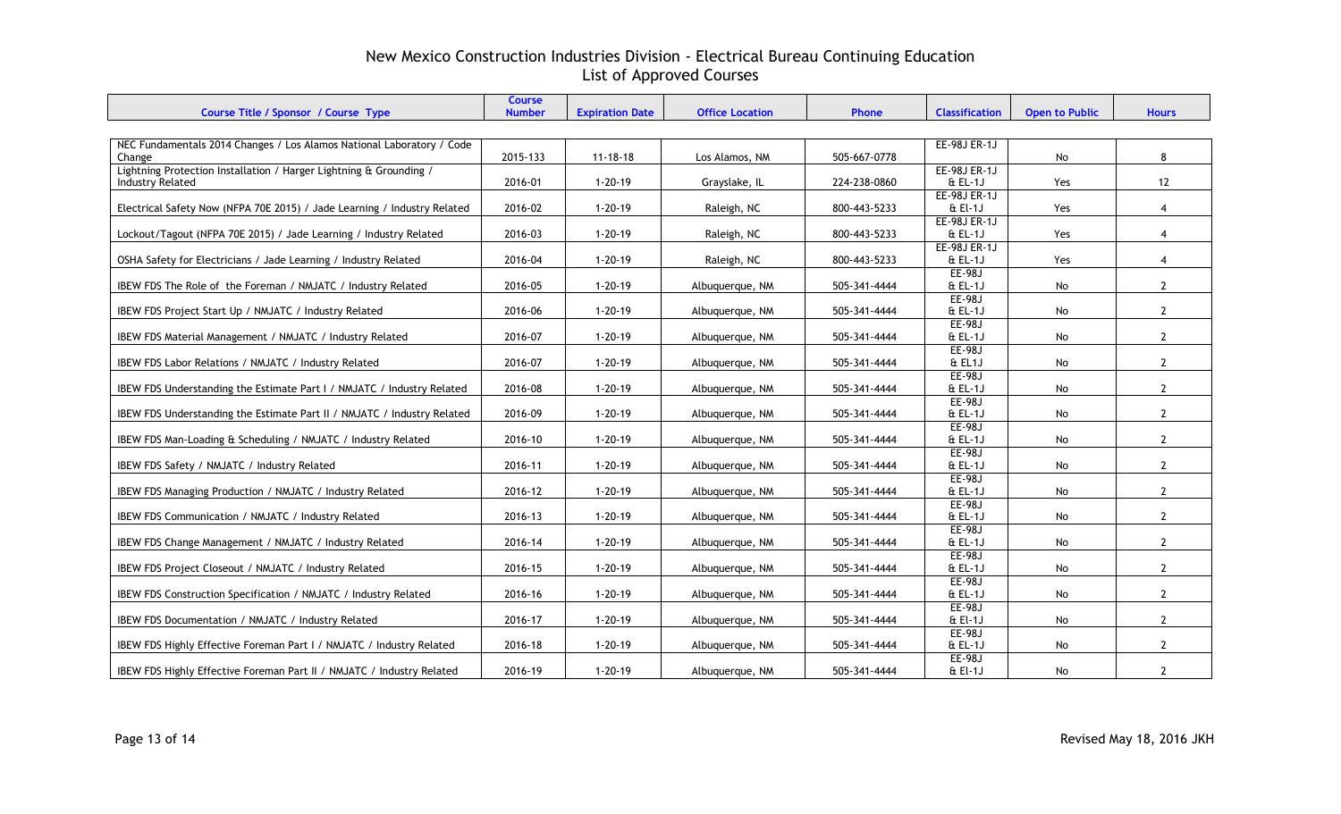# New Mexico Construction Industries Division - Electrical Bureau Continuing Education
## List of Approved Courses

| Course Title / Sponsor / Course Type | Course Number | Expiration Date | Office Location | Phone | Classification | Open to Public | Hours |
|---|---|---|---|---|---|---|---|
| NEC Fundamentals 2014 Changes / Los Alamos National Laboratory / Code Change | 2015-133 | 11-18-18 | Los Alamos, NM | 505-667-0778 | EE-98J ER-1J | No | 8 |
| Lightning Protection Installation / Harger Lightning & Grounding / Industry Related | 2016-01 | 1-20-19 | Grayslake, IL | 224-238-0860 | EE-98J ER-1J & EL-1J | Yes | 12 |
| Electrical Safety Now (NFPA 70E 2015) / Jade Learning / Industry Related | 2016-02 | 1-20-19 | Raleigh, NC | 800-443-5233 | EE-98J ER-1J & El-1J | Yes | 4 |
| Lockout/Tagout (NFPA 70E 2015) / Jade Learning / Industry Related | 2016-03 | 1-20-19 | Raleigh, NC | 800-443-5233 | EE-98J ER-1J & EL-1J | Yes | 4 |
| OSHA Safety for Electricians / Jade Learning / Industry Related | 2016-04 | 1-20-19 | Raleigh, NC | 800-443-5233 | EE-98J ER-1J & EL-1J | Yes | 4 |
| IBEW FDS The Role of the Foreman / NMJATC / Industry Related | 2016-05 | 1-20-19 | Albuquerque, NM | 505-341-4444 | EE-98J & EL-1J | No | 2 |
| IBEW FDS Project Start Up / NMJATC / Industry Related | 2016-06 | 1-20-19 | Albuquerque, NM | 505-341-4444 | EE-98J & EL-1J | No | 2 |
| IBEW FDS Material Management / NMJATC / Industry Related | 2016-07 | 1-20-19 | Albuquerque, NM | 505-341-4444 | EE-98J & EL-1J | No | 2 |
| IBEW FDS Labor Relations / NMJATC / Industry Related | 2016-07 | 1-20-19 | Albuquerque, NM | 505-341-4444 | EE-98J & EL1J | No | 2 |
| IBEW FDS Understanding the Estimate Part I / NMJATC / Industry Related | 2016-08 | 1-20-19 | Albuquerque, NM | 505-341-4444 | EE-98J & EL-1J | No | 2 |
| IBEW FDS Understanding the Estimate Part II / NMJATC / Industry Related | 2016-09 | 1-20-19 | Albuquerque, NM | 505-341-4444 | EE-98J & EL-1J | No | 2 |
| IBEW FDS Man-Loading & Scheduling / NMJATC / Industry Related | 2016-10 | 1-20-19 | Albuquerque, NM | 505-341-4444 | EE-98J & EL-1J | No | 2 |
| IBEW FDS Safety / NMJATC / Industry Related | 2016-11 | 1-20-19 | Albuquerque, NM | 505-341-4444 | EE-98J & EL-1J | No | 2 |
| IBEW FDS Managing Production / NMJATC / Industry Related | 2016-12 | 1-20-19 | Albuquerque, NM | 505-341-4444 | EE-98J & EL-1J | No | 2 |
| IBEW FDS Communication / NMJATC / Industry Related | 2016-13 | 1-20-19 | Albuquerque, NM | 505-341-4444 | EE-98J & EL-1J | No | 2 |
| IBEW FDS Change Management / NMJATC / Industry Related | 2016-14 | 1-20-19 | Albuquerque, NM | 505-341-4444 | EE-98J & EL-1J | No | 2 |
| IBEW FDS Project Closeout / NMJATC / Industry Related | 2016-15 | 1-20-19 | Albuquerque, NM | 505-341-4444 | EE-98J & EL-1J | No | 2 |
| IBEW FDS Construction Specification / NMJATC / Industry Related | 2016-16 | 1-20-19 | Albuquerque, NM | 505-341-4444 | EE-98J & EL-1J | No | 2 |
| IBEW FDS Documentation / NMJATC / Industry Related | 2016-17 | 1-20-19 | Albuquerque, NM | 505-341-4444 | EE-98J & El-1J | No | 2 |
| IBEW FDS Highly Effective Foreman Part I / NMJATC / Industry Related | 2016-18 | 1-20-19 | Albuquerque, NM | 505-341-4444 | EE-98J & EL-1J | No | 2 |
| IBEW FDS Highly Effective Foreman Part II / NMJATC / Industry Related | 2016-19 | 1-20-19 | Albuquerque, NM | 505-341-4444 | EE-98J & El-1J | No | 2 |

Revised May 18, 2016 JKH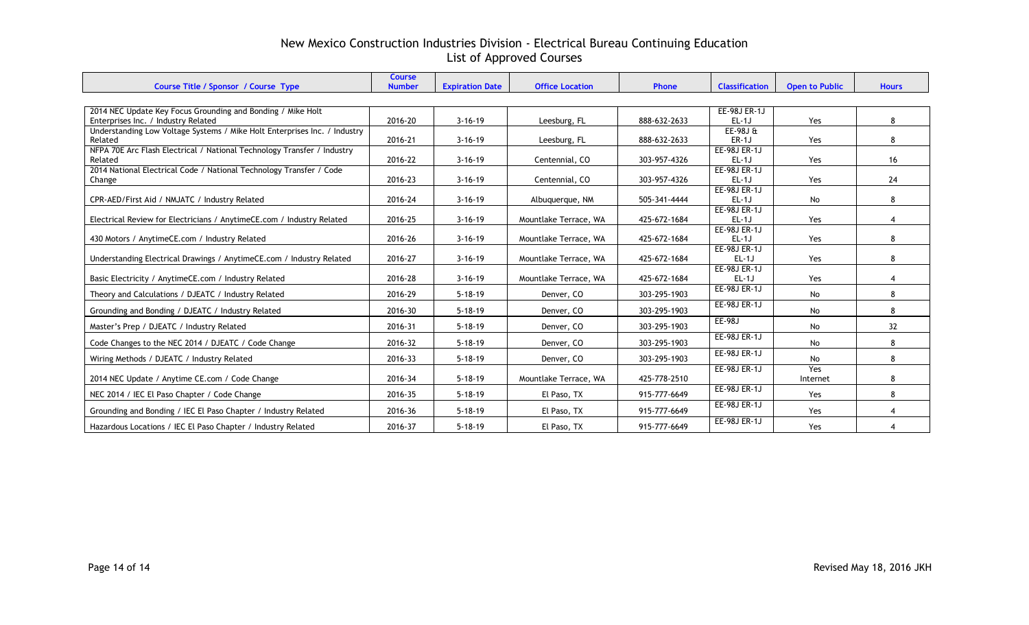# New Mexico Construction Industries Division - Electrical Bureau Continuing Education
## List of Approved Courses

| Course Title / Sponsor / Course Type | Course Number | Expiration Date | Office Location | Phone | Classification | Open to Public | Hours |
|---|---|---|---|---|---|---|---|
| 2014 NEC Update Key Focus Grounding and Bonding / Mike Holt Enterprises Inc. / Industry Related | 2016-20 | 3-16-19 | Leesburg, FL | 888-632-2633 | EE-98J ER-1J EL-1J | Yes | 8 |
| Understanding Low Voltage Systems / Mike Holt Enterprises Inc. / Industry Related | 2016-21 | 3-16-19 | Leesburg, FL | 888-632-2633 | EE-98J & ER-1J | Yes | 8 |
| NFPA 70E Arc Flash Electrical / National Technology Transfer / Industry Related | 2016-22 | 3-16-19 | Centennial, CO | 303-957-4326 | EE-98J ER-1J EL-1J | Yes | 16 |
| 2014 National Electrical Code / National Technology Transfer / Code Change | 2016-23 | 3-16-19 | Centennial, CO | 303-957-4326 | EE-98J ER-1J EL-1J | Yes | 24 |
| CPR-AED/First Aid / NMJATC / Industry Related | 2016-24 | 3-16-19 | Albuquerque, NM | 505-341-4444 | EE-98J ER-1J EL-1J | No | 8 |
| Electrical Review for Electricians / AnytimeCE.com / Industry Related | 2016-25 | 3-16-19 | Mountlake Terrace, WA | 425-672-1684 | EE-98J ER-1J EL-1J | Yes | 4 |
| 430 Motors / AnytimeCE.com / Industry Related | 2016-26 | 3-16-19 | Mountlake Terrace, WA | 425-672-1684 | EE-98J ER-1J EL-1J | Yes | 8 |
| Understanding Electrical Drawings / AnytimeCE.com / Industry Related | 2016-27 | 3-16-19 | Mountlake Terrace, WA | 425-672-1684 | EE-98J ER-1J EL-1J | Yes | 8 |
| Basic Electricity / AnytimeCE.com / Industry Related | 2016-28 | 3-16-19 | Mountlake Terrace, WA | 425-672-1684 | EE-98J ER-1J EL-1J | Yes | 4 |
| Theory and Calculations / DJEATC / Industry Related | 2016-29 | 5-18-19 | Denver, CO | 303-295-1903 | EE-98J ER-1J | No | 8 |
| Grounding and Bonding / DJEATC / Industry Related | 2016-30 | 5-18-19 | Denver, CO | 303-295-1903 | EE-98J ER-1J | No | 8 |
| Master's Prep / DJEATC / Industry Related | 2016-31 | 5-18-19 | Denver, CO | 303-295-1903 | EE-98J | No | 32 |
| Code Changes to the NEC 2014 / DJEATC / Code Change | 2016-32 | 5-18-19 | Denver, CO | 303-295-1903 | EE-98J ER-1J | No | 8 |
| Wiring Methods / DJEATC / Industry Related | 2016-33 | 5-18-19 | Denver, CO | 303-295-1903 | EE-98J ER-1J | No | 8 |
| 2014 NEC Update / Anytime CE.com / Code Change | 2016-34 | 5-18-19 | Mountlake Terrace, WA | 425-778-2510 | EE-98J ER-1J | Yes Internet | 8 |
| NEC 2014 / IEC El Paso Chapter / Code Change | 2016-35 | 5-18-19 | El Paso, TX | 915-777-6649 | EE-98J ER-1J | Yes | 8 |
| Grounding and Bonding / IEC El Paso Chapter / Industry Related | 2016-36 | 5-18-19 | El Paso, TX | 915-777-6649 | EE-98J ER-1J | Yes | 4 |
| Hazardous Locations / IEC El Paso Chapter / Industry Related | 2016-37 | 5-18-19 | El Paso, TX | 915-777-6649 | EE-98J ER-1J | Yes | 4 |

Revised May 18, 2016 JKH